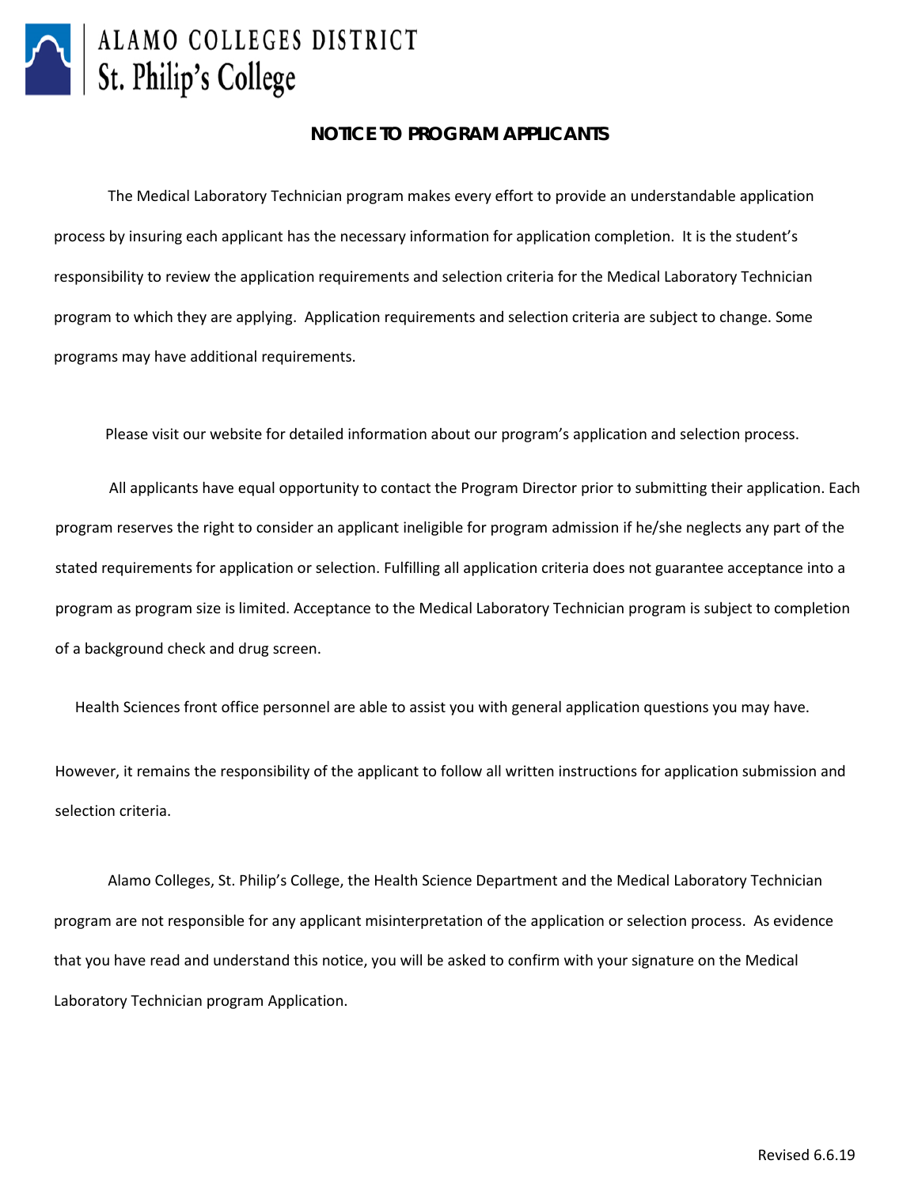ALAMO COLLEGES DISTRICT
St. Philip's College

# NOTICE TO PROGRAM APPLICANTS

The Medical Laboratory Technician program makes every effort to provide an understandable application process by insuring each applicant has the necessary information for application completion. It is the student's responsibility to review the application requirements and selection criteria for the Medical Laboratory Technician program to which they are applying. Application requirements and selection criteria are subject to change. Some programs may have additional requirements.

Please visit our website for detailed information about our program's application and selection process.

All applicants have equal opportunity to contact the Program Director prior to submitting their application. Each program reserves the right to consider an applicant ineligible for program admission if he/she neglects any part of the stated requirements for application or selection. Fulfilling all application criteria does not guarantee acceptance into a program as program size is limited. Acceptance to the Medical Laboratory Technician program is subject to completion of a background check and drug screen.

Health Sciences front office personnel are able to assist you with general application questions you may have.

However, it remains the responsibility of the applicant to follow all written instructions for application submission and selection criteria.

Alamo Colleges, St. Philip's College, the Health Science Department and the Medical Laboratory Technician program are not responsible for any applicant misinterpretation of the application or selection process. As evidence that you have read and understand this notice, you will be asked to confirm with your signature on the Medical Laboratory Technician program Application.

Revised 6.6.19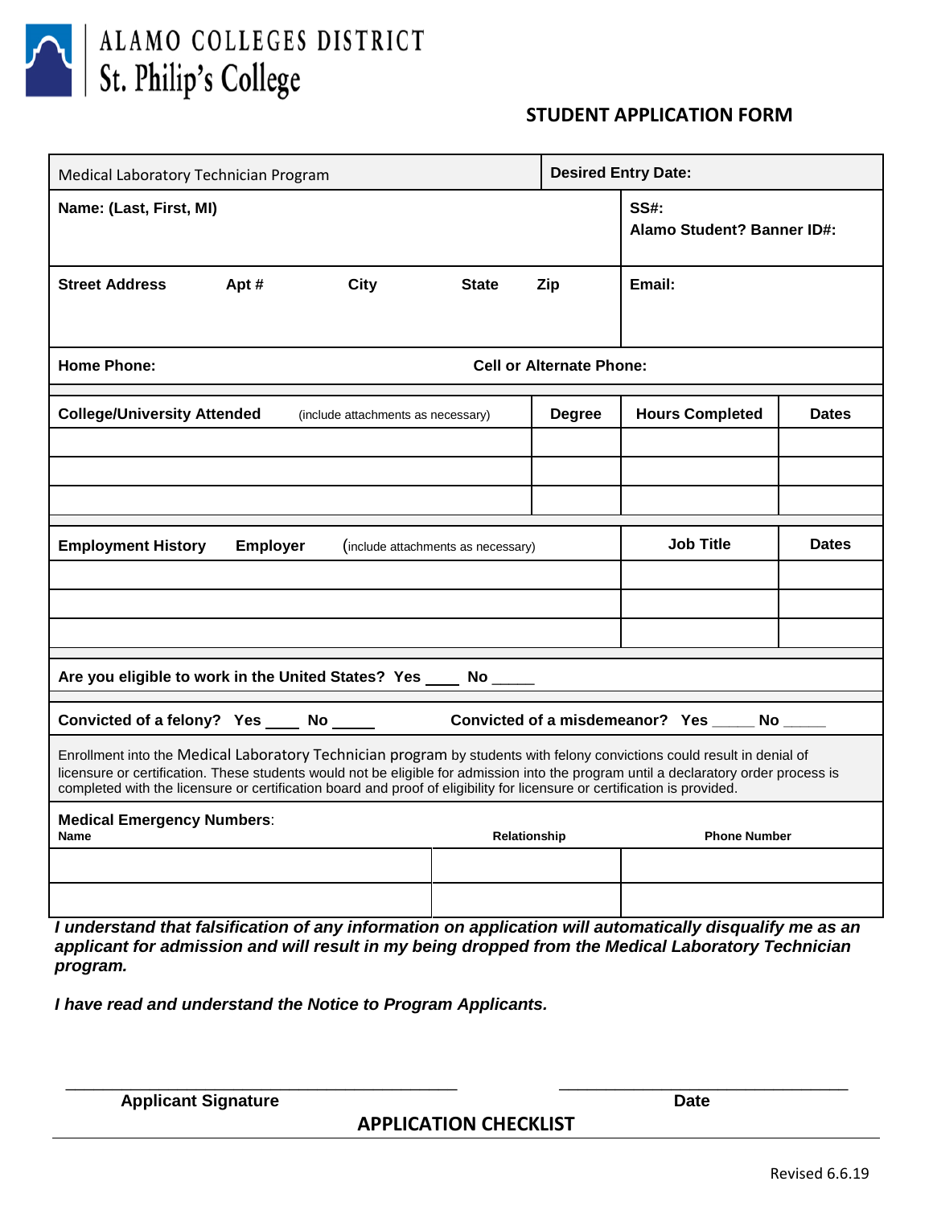ALAMO COLLEGES DISTRICT
St. Philip's College

## STUDENT APPLICATION FORM

| Medical Laboratory Technician Program | | | **Desired Entry Date:** |
|---|---|---|---|
| **Name: (Last, First, MI)** | | | **SS#:** **Alamo Student? Banner ID#:** |
| **Street Address** **Apt #** **City** **State** **Zip** | | | **Email:** |
| **Home Phone:** | | **Cell or Alternate Phone:** | |

| **College/University Attended** (include attachments as necessary) | **Degree** | **Hours Completed** | **Dates** |
|---|---|---|---|
| | | | |
| | | | |
| | | | |

| **Employment History** **Employer** (include attachments as necessary) | **Job Title** | **Dates** |
|---|---|---|
| | | |
| | | |
| | | |

**Are you eligible to work in the United States? Yes ____ No _____**

**Convicted of a felony? Yes ____ No _____** **Convicted of a misdemeanor? Yes _____ No _____**

Enrollment into the Medical Laboratory Technician program by students with felony convictions could result in denial of licensure or certification. These students would not be eligible for admission into the program until a declaratory order process is completed with the licensure or certification board and proof of eligibility for licensure or certification is provided.

**Medical Emergency Numbers**:

| **Name** | **Relationship** | **Phone Number** |
|---|---|---|
| | | |
| | | |

***I understand that falsification of any information on application will automatically disqualify me as an applicant for admission and will result in my being dropped from the Medical Laboratory Technician program.***

***I have read and understand the Notice to Program Applicants.***

_______________________________________ _______________________________

**Applicant Signature** **Date**

## APPLICATION CHECKLIST

Revised 6.6.19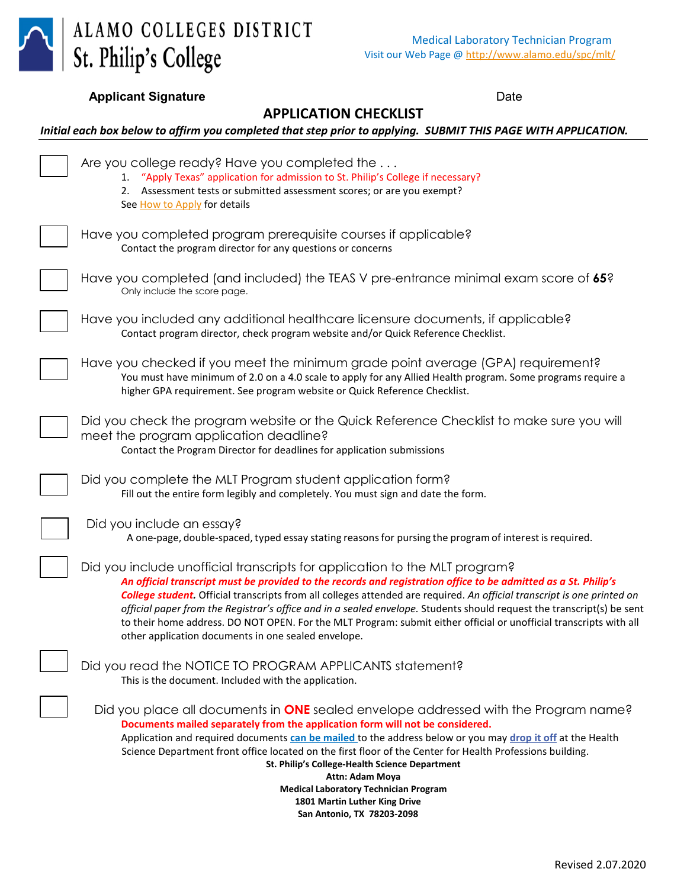ALAMO COLLEGES DISTRICT
St. Philip's College

Medical Laboratory Technician Program
Visit our Web Page @ http://www.alamo.edu/spc/mlt/

**Applicant Signature** Date

## APPLICATION CHECKLIST

***Initial each box below to affirm you completed that step prior to applying. SUBMIT THIS PAGE WITH APPLICATION.***

☐ Are you college ready? Have you completed the . . .
1. "Apply Texas" application for admission to St. Philip's College if necessary?
2. Assessment tests or submitted assessment scores; or are you exempt?

See How to Apply for details

☐ Have you completed program prerequisite courses if applicable?
Contact the program director for any questions or concerns

☐ Have you completed (and included) the TEAS V pre-entrance minimal exam score of **65**?
Only include the score page.

☐ Have you included any additional healthcare licensure documents, if applicable?
Contact program director, check program website and/or Quick Reference Checklist.

☐ Have you checked if you meet the minimum grade point average (GPA) requirement?
You must have minimum of 2.0 on a 4.0 scale to apply for any Allied Health program. Some programs require a higher GPA requirement. See program website or Quick Reference Checklist.

☐ Did you check the program website or the Quick Reference Checklist to make sure you will meet the program application deadline?
Contact the Program Director for deadlines for application submissions

☐ Did you complete the MLT Program student application form?
Fill out the entire form legibly and completely. You must sign and date the form.

☐ Did you include an essay?
A one-page, double-spaced, typed essay stating reasons for pursing the program of interest is required.

☐ Did you include unofficial transcripts for application to the MLT program?
***An official transcript must be provided to the records and registration office to be admitted as a St. Philip's College student.*** Official transcripts from all colleges attended are required. *An official transcript is one printed on official paper from the Registrar's office and in a sealed envelope.* Students should request the transcript(s) be sent to their home address. DO NOT OPEN. For the MLT Program: submit either official or unofficial transcripts with all other application documents in one sealed envelope.

☐ Did you read the NOTICE TO PROGRAM APPLICANTS statement?
This is the document. Included with the application.

☐ Did you place all documents in **ONE** sealed envelope addressed with the Program name?
**Documents mailed separately from the application form will not be considered.**
Application and required documents can be mailed to the address below or you may drop it off at the Health Science Department front office located on the first floor of the Center for Health Professions building.

**St. Philip's College-Health Science Department**
**Attn: Adam Moya**
**Medical Laboratory Technician Program**
**1801 Martin Luther King Drive**
**San Antonio, TX 78203-2098**

Revised 2.07.2020